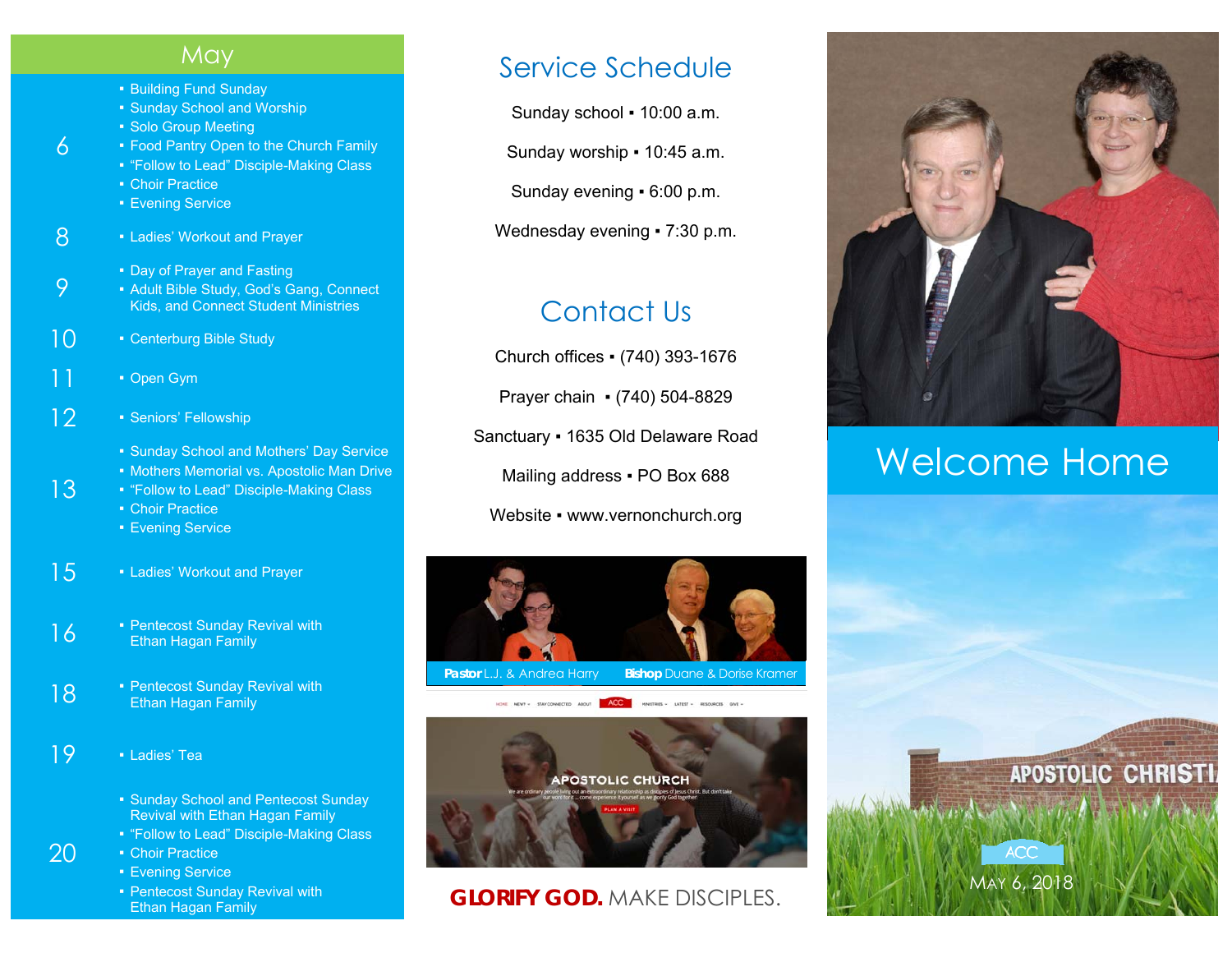## May

| Date | Events |
|---|---|
| 6 | ▪ Building Fund Sunday<br>▪ Sunday School and Worship<br>▪ Solo Group Meeting<br>▪ Food Pantry Open to the Church Family<br>▪ "Follow to Lead" Disciple-Making Class<br>▪ Choir Practice<br>▪ Evening Service |
| 8 | ▪ Ladies' Workout and Prayer |
| 9 | ▪ Day of Prayer and Fasting<br>▪ Adult Bible Study, God's Gang, Connect Kids, and Connect Student Ministries |
| 10 | ▪ Centerburg Bible Study |
| 11 | ▪ Open Gym |
| 12 | ▪ Seniors' Fellowship |
| 13 | ▪ Sunday School and Mothers' Day Service<br>▪ Mothers Memorial vs. Apostolic Man Drive<br>▪ "Follow to Lead" Disciple-Making Class<br>▪ Choir Practice<br>▪ Evening Service |
| 15 | ▪ Ladies' Workout and Prayer |
| 16 | ▪ Pentecost Sunday Revival with Ethan Hagan Family |
| 18 | ▪ Pentecost Sunday Revival with Ethan Hagan Family |
| 19 | ▪ Ladies' Tea |
| 20 | ▪ Sunday School and Pentecost Sunday Revival with Ethan Hagan Family<br>▪ "Follow to Lead" Disciple-Making Class<br>▪ Choir Practice<br>▪ Evening Service<br>▪ Pentecost Sunday Revival with Ethan Hagan Family |

## Service Schedule

Sunday school ▪ 10:00 a.m.

Sunday worship ▪ 10:45 a.m.

Sunday evening ▪ 6:00 p.m.

Wednesday evening ▪ 7:30 p.m.

## Contact Us

Church offices ▪ (740) 393-1676

Prayer chain ▪ (740) 504-8829

Sanctuary ▪ 1635 Old Delaware Road

Mailing address ▪ PO Box 688

Website ▪ www.vernonchurch.org

**Pastor** L.J. & Andrea Harry  **Bishop** Duane & Dorise Kramer

**GLORIFY GOD.** MAKE DISCIPLES.

# Welcome Home

ACC

MAY 6, 2018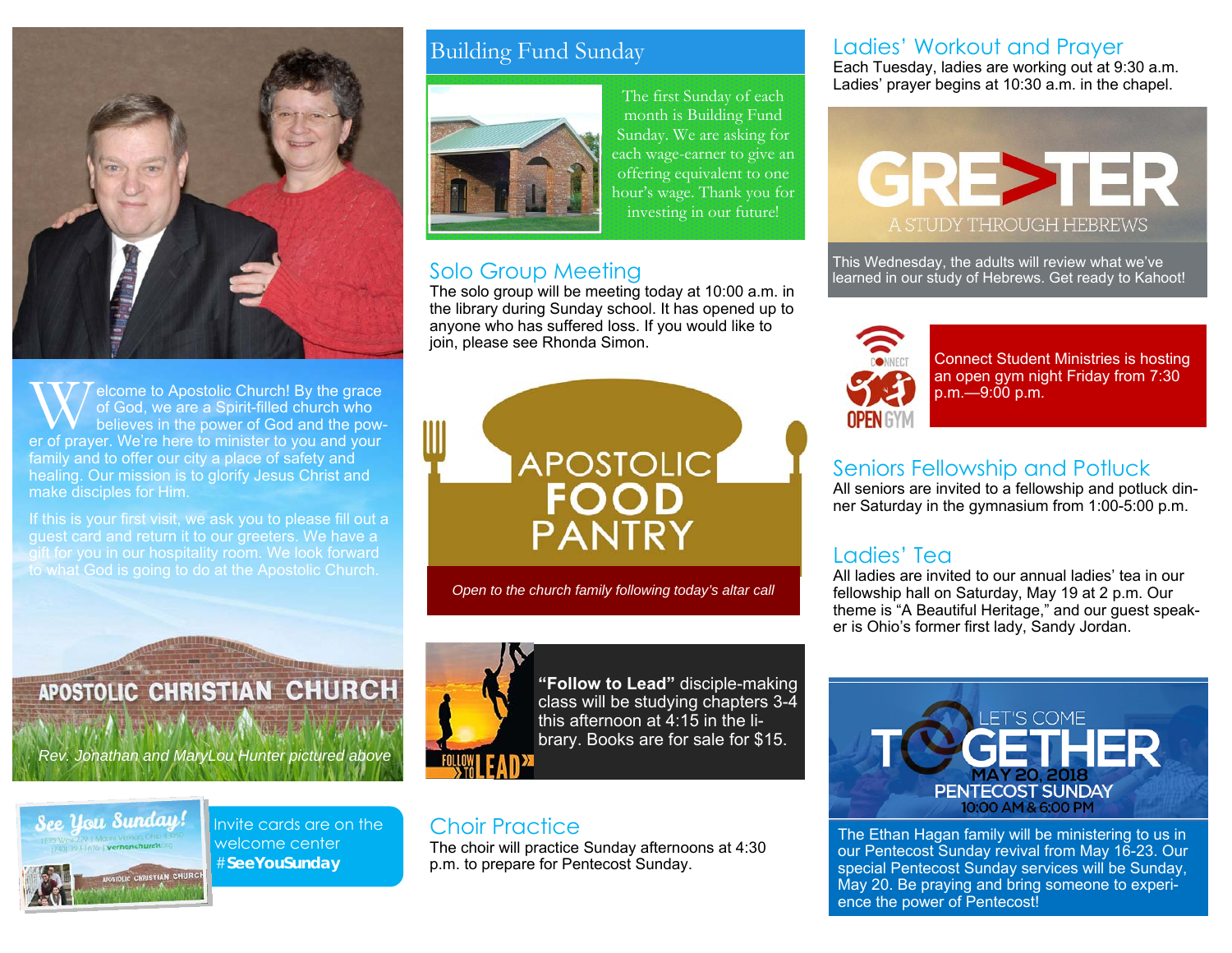Welcome to Apostolic Church! By the grace of God, we are a Spirit-filled church who believes in the power of God and the power of prayer. We're here to minister to you and your family and to offer our city a place of safety and healing. Our mission is to glorify Jesus Christ and make disciples for Him.

If this is your first visit, we ask you to please fill out a guest card and return it to our greeters. We have a gift for you in our hospitality room. We look forward to what God is going to do at the Apostolic Church.

APOSTOLIC CHRISTIAN CHURCH

*Rev. Jonathan and MaryLou Hunter pictured above*

See You Sunday!

Invite cards are on the welcome center **#SeeYouSunday**

## Building Fund Sunday

The first Sunday of each month is Building Fund Sunday. We are asking for each wage-earner to give an offering equivalent to one hour's wage. Thank you for investing in our future!

## Solo Group Meeting

The solo group will be meeting today at 10:00 a.m. in the library during Sunday school. It has opened up to anyone who has suffered loss. If you would like to join, please see Rhonda Simon.

## APOSTOLIC FOOD PANTRY

*Open to the church family following today's altar call*

**"Follow to Lead"** disciple-making class will be studying chapters 3-4 this afternoon at 4:15 in the library. Books are for sale for $15.

## Choir Practice

The choir will practice Sunday afternoons at 4:30 p.m. to prepare for Pentecost Sunday.

## Ladies' Workout and Prayer

Each Tuesday, ladies are working out at 9:30 a.m. Ladies' prayer begins at 10:30 a.m. in the chapel.

GREATER
A STUDY THROUGH HEBREWS

This Wednesday, the adults will review what we've learned in our study of Hebrews. Get ready to Kahoot!

CONNECT OPEN GYM

Connect Student Ministries is hosting an open gym night Friday from 7:30 p.m.—9:00 p.m.

## Seniors Fellowship and Potluck

All seniors are invited to a fellowship and potluck dinner Saturday in the gymnasium from 1:00-5:00 p.m.

## Ladies' Tea

All ladies are invited to our annual ladies' tea in our fellowship hall on Saturday, May 19 at 2 p.m. Our theme is "A Beautiful Heritage," and our guest speaker is Ohio's former first lady, Sandy Jordan.

LET'S COME TOGETHER
MAY 20, 2018
PENTECOST SUNDAY
10:00 AM & 6:00 PM

The Ethan Hagan family will be ministering to us in our Pentecost Sunday revival from May 16-23. Our special Pentecost Sunday services will be Sunday, May 20. Be praying and bring someone to experience the power of Pentecost!